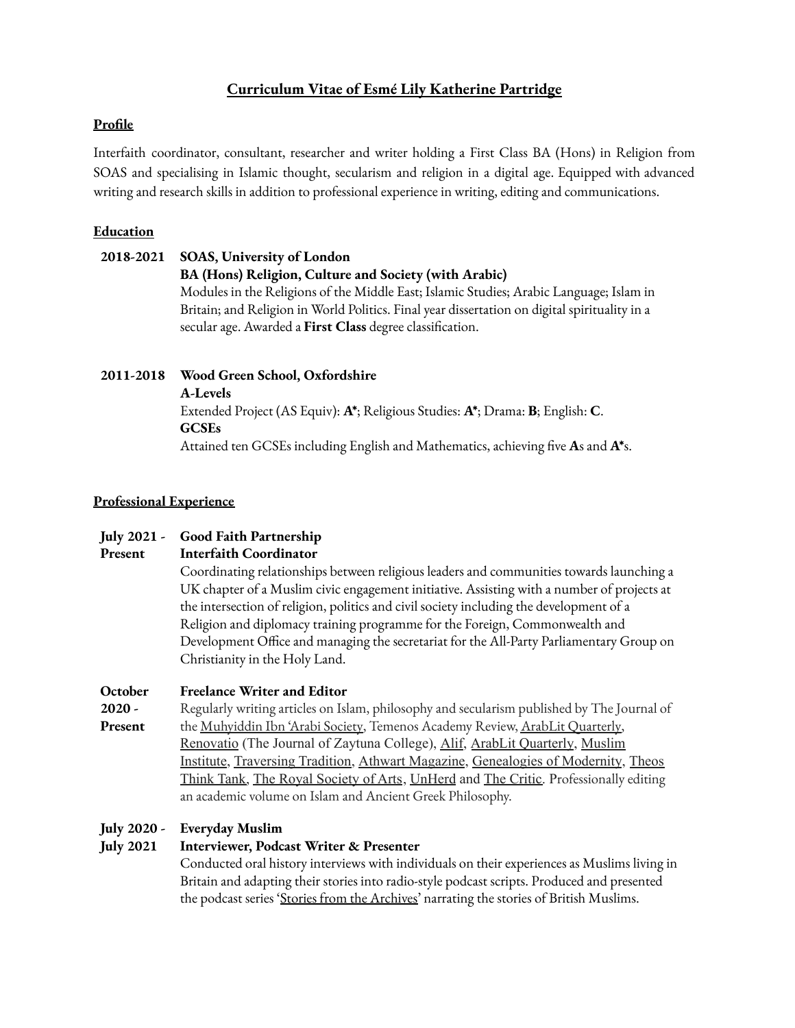# Curriculum Vitae of Esmé Lily Katherine Partridge

## Profile

Interfaith coordinator, consultant, researcher and writer holding a First Class BA (Hons) in Religion from SOAS and specialising in Islamic thought, secularism and religion in a digital age. Equipped with advanced writing and research skills in addition to professional experience in writing, editing and communications.

## Education

**2018-2021** **SOAS, University of London**
**BA (Hons) Religion, Culture and Society (with Arabic)**
Modules in the Religions of the Middle East; Islamic Studies; Arabic Language; Islam in Britain; and Religion in World Politics. Final year dissertation on digital spirituality in a secular age. Awarded a **First Class** degree classification.

**2011-2018** **Wood Green School, Oxfordshire**
**A-Levels**
Extended Project (AS Equiv): **A***; Religious Studies: **A***; Drama: **B**; English: **C**.
**GCSEs**
Attained ten GCSEs including English and Mathematics, achieving five **A**s and **A***s.

## Professional Experience

**July 2021 - Present** **Good Faith Partnership**
**Interfaith Coordinator**
Coordinating relationships between religious leaders and communities towards launching a UK chapter of a Muslim civic engagement initiative. Assisting with a number of projects at the intersection of religion, politics and civil society including the development of a Religion and diplomacy training programme for the Foreign, Commonwealth and Development Office and managing the secretariat for the All-Party Parliamentary Group on Christianity in the Holy Land.

**October 2020 - Present** **Freelance Writer and Editor**
Regularly writing articles on Islam, philosophy and secularism published by The Journal of the Muhyiddin Ibn 'Arabi Society, Temenos Academy Review, ArabLit Quarterly, Renovatio (The Journal of Zaytuna College), Alif, ArabLit Quarterly, Muslim Institute, Traversing Tradition, Athwart Magazine, Genealogies of Modernity, Theos Think Tank, The Royal Society of Arts, UnHerd and The Critic. Professionally editing an academic volume on Islam and Ancient Greek Philosophy.

**July 2020 - July 2021** **Everyday Muslim**
**Interviewer, Podcast Writer & Presenter**
Conducted oral history interviews with individuals on their experiences as Muslims living in Britain and adapting their stories into radio-style podcast scripts. Produced and presented the podcast series 'Stories from the Archives' narrating the stories of British Muslims.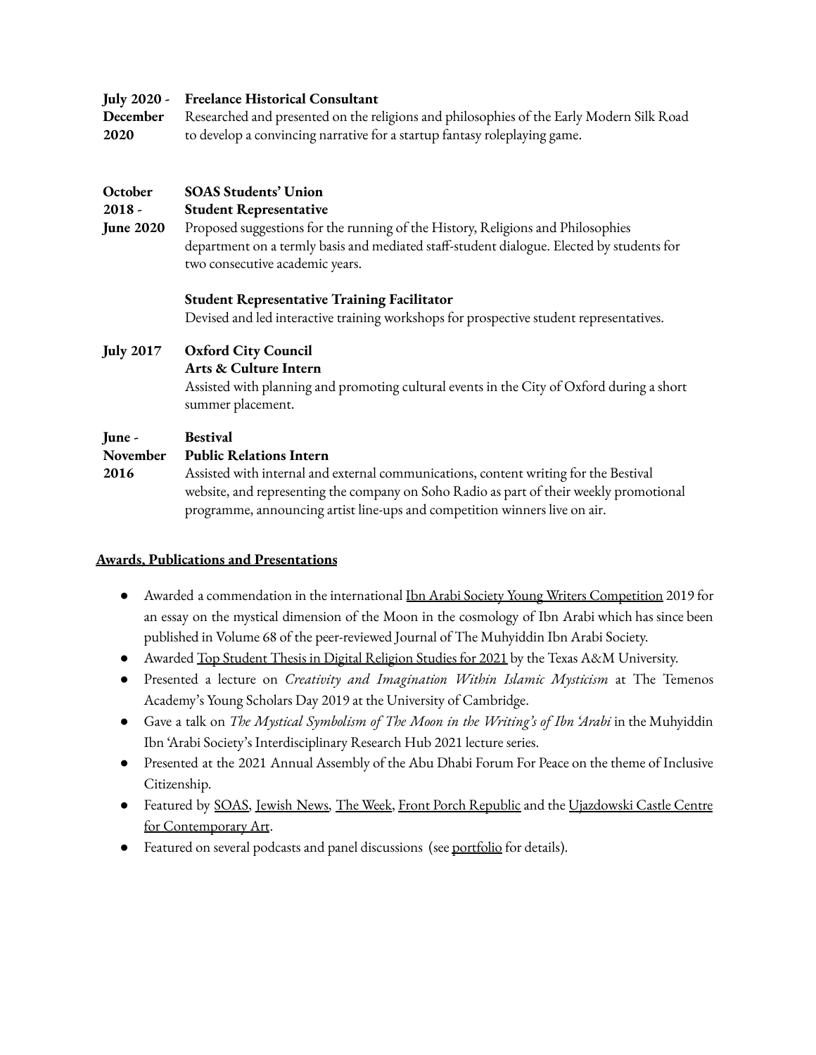**July 2020 - December 2020** **Freelance Historical Consultant**
Researched and presented on the religions and philosophies of the Early Modern Silk Road to develop a convincing narrative for a startup fantasy roleplaying game.

**October 2018 - June 2020** **SOAS Students' Union**
**Student Representative**
Proposed suggestions for the running of the History, Religions and Philosophies department on a termly basis and mediated staff-student dialogue. Elected by students for two consecutive academic years.

**Student Representative Training Facilitator**
Devised and led interactive training workshops for prospective student representatives.

**July 2017** **Oxford City Council**
**Arts & Culture Intern**
Assisted with planning and promoting cultural events in the City of Oxford during a short summer placement.

**June - November 2016** **Bestival**
**Public Relations Intern**
Assisted with internal and external communications, content writing for the Bestival website, and representing the company on Soho Radio as part of their weekly promotional programme, announcing artist line-ups and competition winners live on air.

## Awards, Publications and Presentations

- Awarded a commendation in the international Ibn Arabi Society Young Writers Competition 2019 for an essay on the mystical dimension of the Moon in the cosmology of Ibn Arabi which has since been published in Volume 68 of the peer-reviewed Journal of The Muhyiddin Ibn Arabi Society.
- Awarded Top Student Thesis in Digital Religion Studies for 2021 by the Texas A&M University.
- Presented a lecture on *Creativity and Imagination Within Islamic Mysticism* at The Temenos Academy's Young Scholars Day 2019 at the University of Cambridge.
- Gave a talk on *The Mystical Symbolism of The Moon in the Writing's of Ibn 'Arabi* in the Muhyiddin Ibn 'Arabi Society's Interdisciplinary Research Hub 2021 lecture series.
- Presented at the 2021 Annual Assembly of the Abu Dhabi Forum For Peace on the theme of Inclusive Citizenship.
- Featured by SOAS, Jewish News, The Week, Front Porch Republic and the Ujazdowski Castle Centre for Contemporary Art.
- Featured on several podcasts and panel discussions (see portfolio for details).